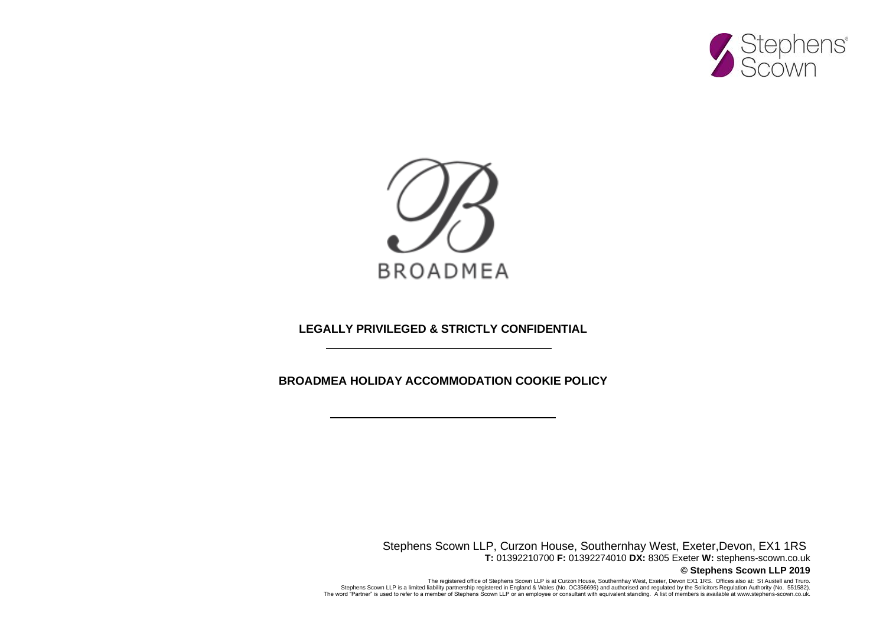Stephens Scown

BROADMEA

**LEGALLY PRIVILEGED & STRICTLY CONFIDENTIAL**

---

**BROADMEA HOLIDAY ACCOMMODATION COOKIE POLICY**

---

Stephens Scown LLP, Curzon House, Southernhay West, Exeter,Devon, EX1 1RS
**T:** 01392210700 **F:** 01392274010 **DX:** 8305 Exeter **W:** stephens-scown.co.uk

**© Stephens Scown LLP 2019**

The registered office of Stephens Scown LLP is at Curzon House, Southernhay West, Exeter, Devon EX1 1RS. Offices also at: St Austell and Truro.
Stephens Scown LLP is a limited liability partnership registered in England & Wales (No. OC356696) and authorised and regulated by the Solicitors Regulation Authority (No. 551582).
The word "Partner" is used to refer to a member of Stephens Scown LLP or an employee or consultant with equivalent standing. A list of members is available at www.stephens-scown.co.uk.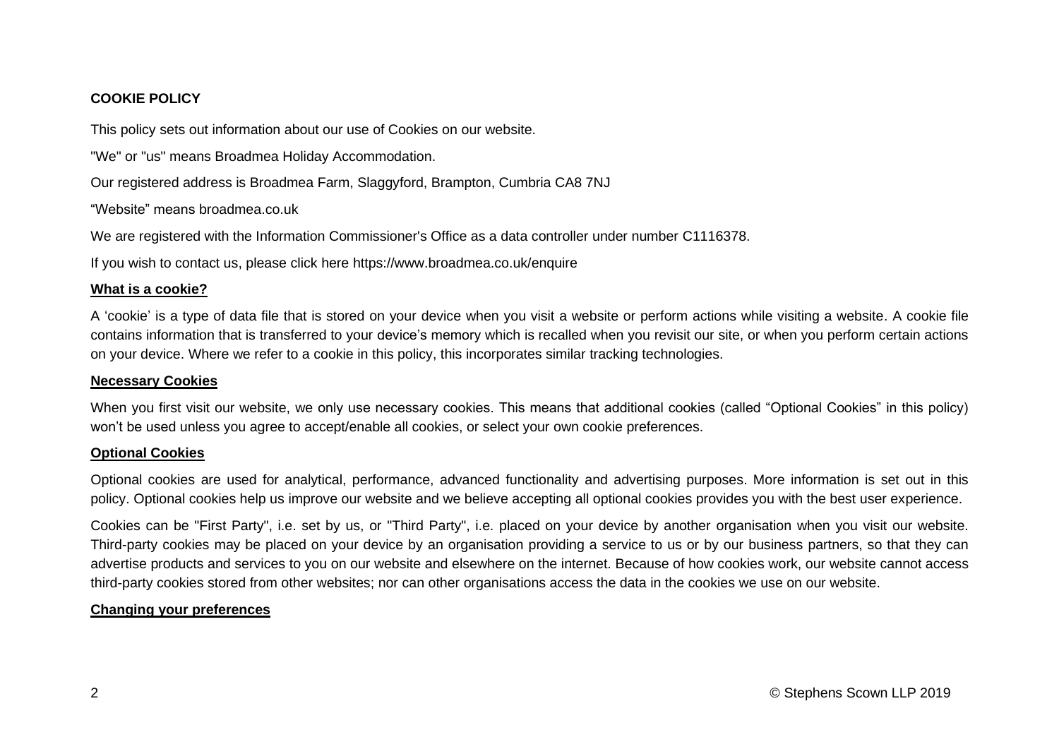**COOKIE POLICY**

This policy sets out information about our use of Cookies on our website.

"We" or "us" means Broadmea Holiday Accommodation.

Our registered address is Broadmea Farm, Slaggyford, Brampton, Cumbria CA8 7NJ

"Website" means broadmea.co.uk

We are registered with the Information Commissioner's Office as a data controller under number C1116378.

If you wish to contact us, please click here https://www.broadmea.co.uk/enquire

**What is a cookie?**

A 'cookie' is a type of data file that is stored on your device when you visit a website or perform actions while visiting a website. A cookie file contains information that is transferred to your device's memory which is recalled when you revisit our site, or when you perform certain actions on your device. Where we refer to a cookie in this policy, this incorporates similar tracking technologies.

**Necessary Cookies**

When you first visit our website, we only use necessary cookies. This means that additional cookies (called "Optional Cookies" in this policy) won't be used unless you agree to accept/enable all cookies, or select your own cookie preferences.

**Optional Cookies**

Optional cookies are used for analytical, performance, advanced functionality and advertising purposes. More information is set out in this policy. Optional cookies help us improve our website and we believe accepting all optional cookies provides you with the best user experience.

Cookies can be "First Party", i.e. set by us, or "Third Party", i.e. placed on your device by another organisation when you visit our website. Third-party cookies may be placed on your device by an organisation providing a service to us or by our business partners, so that they can advertise products and services to you on our website and elsewhere on the internet. Because of how cookies work, our website cannot access third-party cookies stored from other websites; nor can other organisations access the data in the cookies we use on our website.

**Changing your preferences**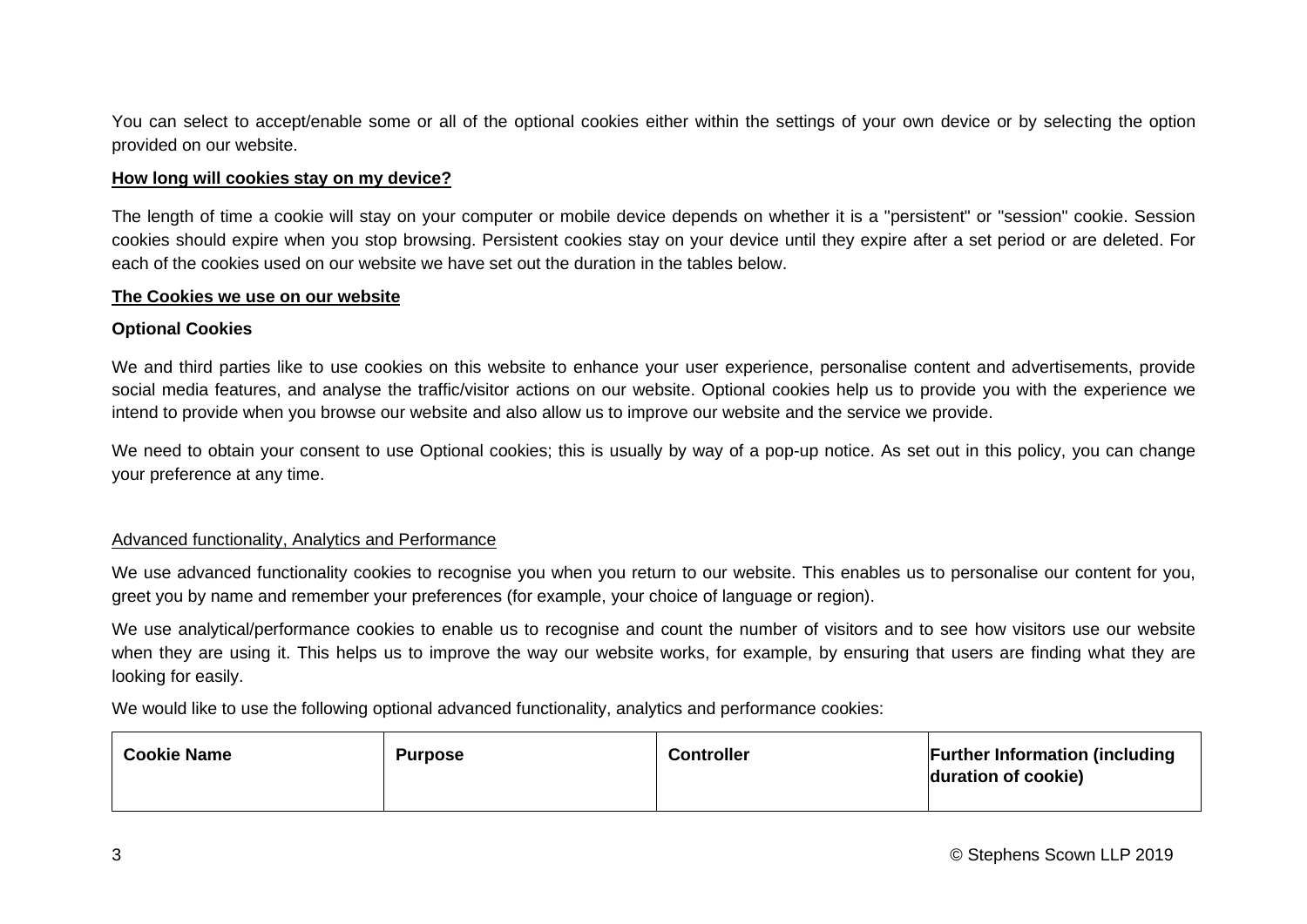You can select to accept/enable some or all of the optional cookies either within the settings of your own device or by selecting the option provided on our website.

**How long will cookies stay on my device?**

The length of time a cookie will stay on your computer or mobile device depends on whether it is a "persistent" or "session" cookie. Session cookies should expire when you stop browsing. Persistent cookies stay on your device until they expire after a set period or are deleted. For each of the cookies used on our website we have set out the duration in the tables below.

**The Cookies we use on our website**

**Optional Cookies**

We and third parties like to use cookies on this website to enhance your user experience, personalise content and advertisements, provide social media features, and analyse the traffic/visitor actions on our website. Optional cookies help us to provide you with the experience we intend to provide when you browse our website and also allow us to improve our website and the service we provide.

We need to obtain your consent to use Optional cookies; this is usually by way of a pop-up notice. As set out in this policy, you can change your preference at any time.

Advanced functionality, Analytics and Performance

We use advanced functionality cookies to recognise you when you return to our website. This enables us to personalise our content for you, greet you by name and remember your preferences (for example, your choice of language or region).

We use analytical/performance cookies to enable us to recognise and count the number of visitors and to see how visitors use our website when they are using it. This helps us to improve the way our website works, for example, by ensuring that users are finding what they are looking for easily.

We would like to use the following optional advanced functionality, analytics and performance cookies:

| Cookie Name | Purpose | Controller | Further Information (including duration of cookie) |
| --- | --- | --- | --- |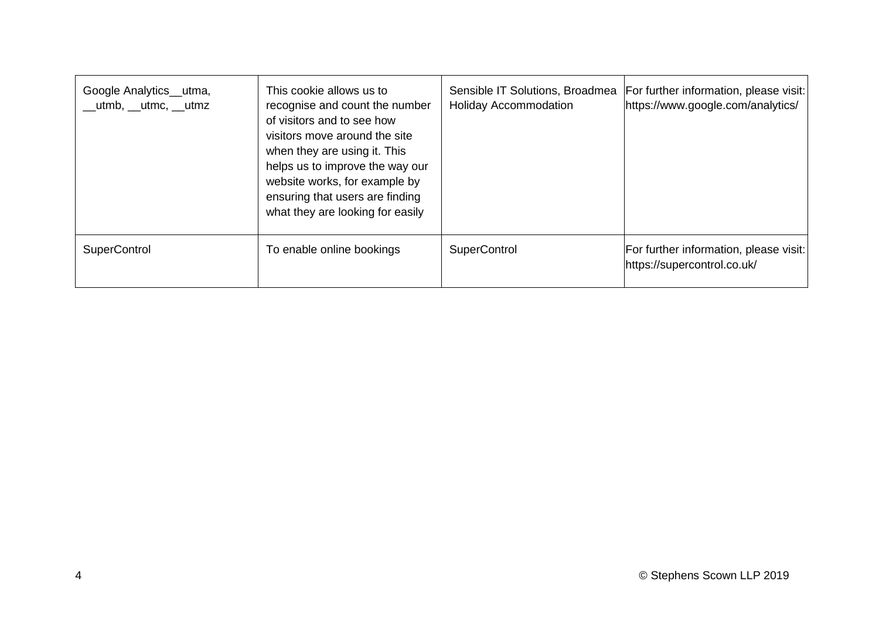| | | | |
|---|---|---|---|
| Google Analytics__utma, __utmb, __utmc, __utmz | This cookie allows us to recognise and count the number of visitors and to see how visitors move around the site when they are using it. This helps us to improve the way our website works, for example by ensuring that users are finding what they are looking for easily | Sensible IT Solutions, Broadmea Holiday Accommodation | For further information, please visit: https://www.google.com/analytics/ |
| SuperControl | To enable online bookings | SuperControl | For further information, please visit: https://supercontrol.co.uk/ |

© Stephens Scown LLP 2019